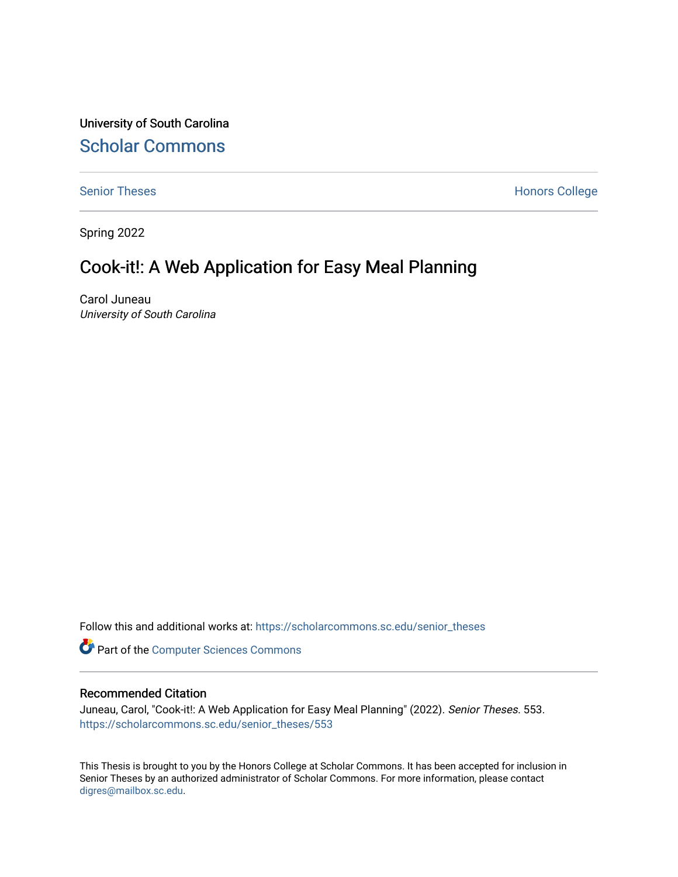University of South Carolina

# Scholar Commons

Senior Theses | Honors College

Spring 2022

## Cook-it!: A Web Application for Easy Meal Planning

Carol Juneau
*University of South Carolina*

Follow this and additional works at: https://scholarcommons.sc.edu/senior_theses

Part of the Computer Sciences Commons

### Recommended Citation

Juneau, Carol, "Cook-it!: A Web Application for Easy Meal Planning" (2022). *Senior Theses*. 553.
https://scholarcommons.sc.edu/senior_theses/553

This Thesis is brought to you by the Honors College at Scholar Commons. It has been accepted for inclusion in Senior Theses by an authorized administrator of Scholar Commons. For more information, please contact digres@mailbox.sc.edu.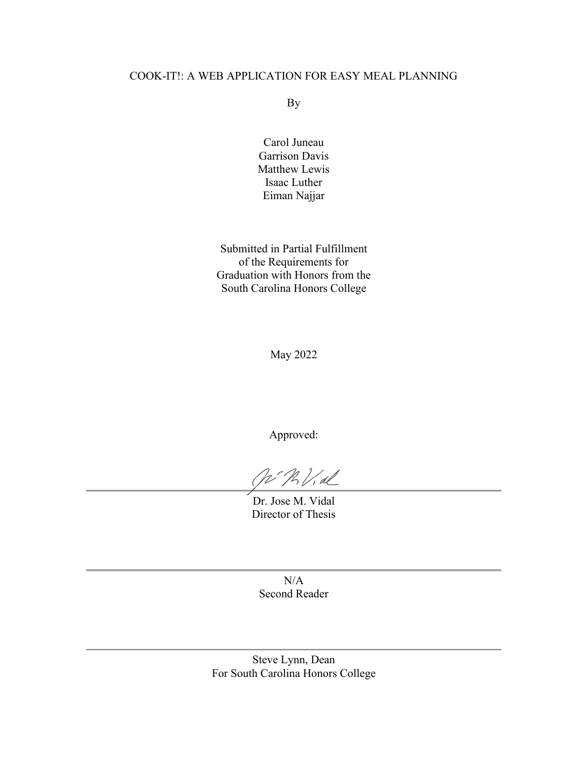COOK-IT!: A WEB APPLICATION FOR EASY MEAL PLANNING

By

Carol Juneau
Garrison Davis
Matthew Lewis
Isaac Luther
Eiman Najjar

Submitted in Partial Fulfillment
of the Requirements for
Graduation with Honors from the
South Carolina Honors College

May 2022

Approved:

Dr. Jose M. Vidal
Director of Thesis

N/A
Second Reader

Steve Lynn, Dean
For South Carolina Honors College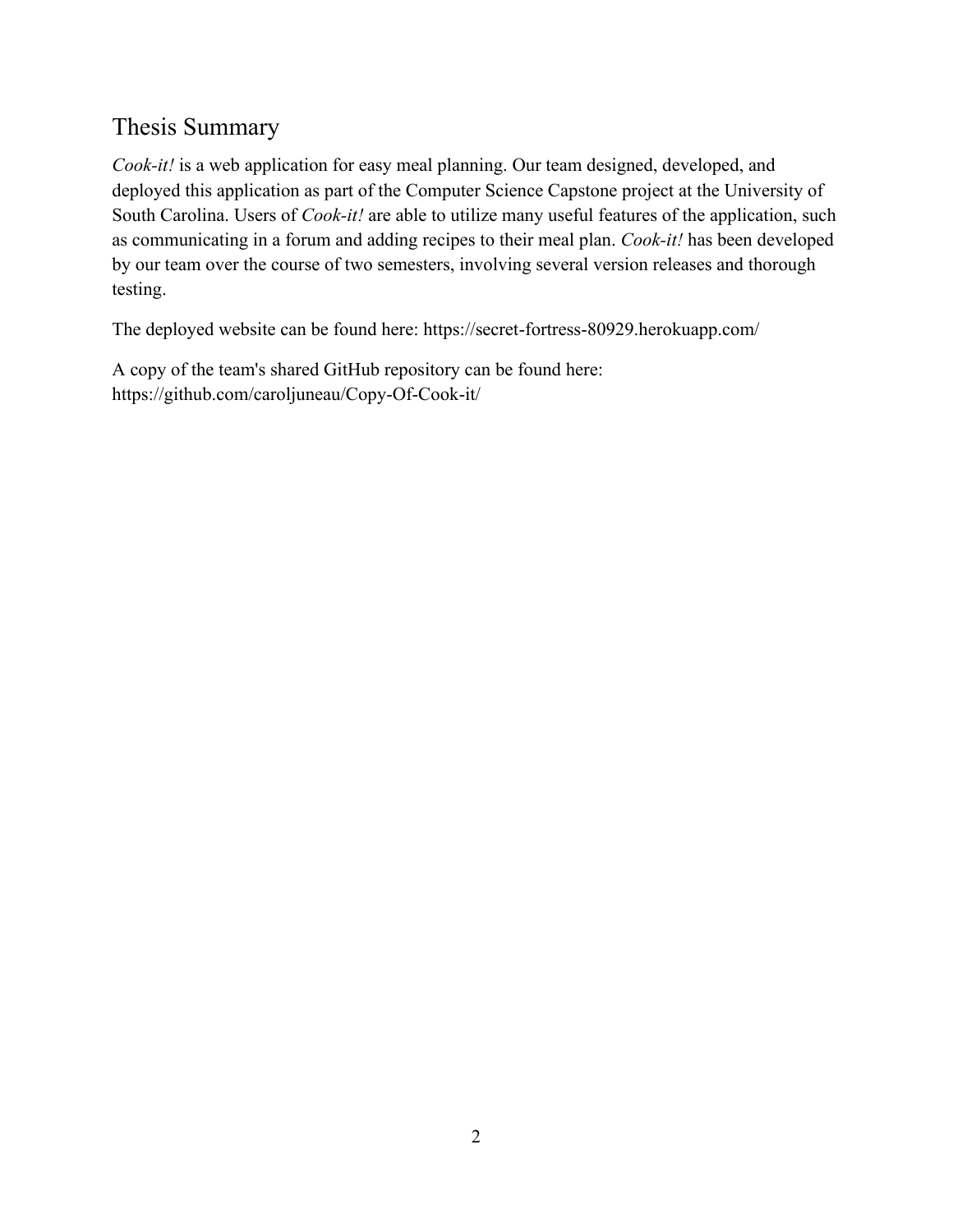## Thesis Summary

*Cook-it!* is a web application for easy meal planning. Our team designed, developed, and deployed this application as part of the Computer Science Capstone project at the University of South Carolina. Users of *Cook-it!* are able to utilize many useful features of the application, such as communicating in a forum and adding recipes to their meal plan. *Cook-it!* has been developed by our team over the course of two semesters, involving several version releases and thorough testing.

The deployed website can be found here: https://secret-fortress-80929.herokuapp.com/

A copy of the team's shared GitHub repository can be found here: https://github.com/caroljuneau/Copy-Of-Cook-it/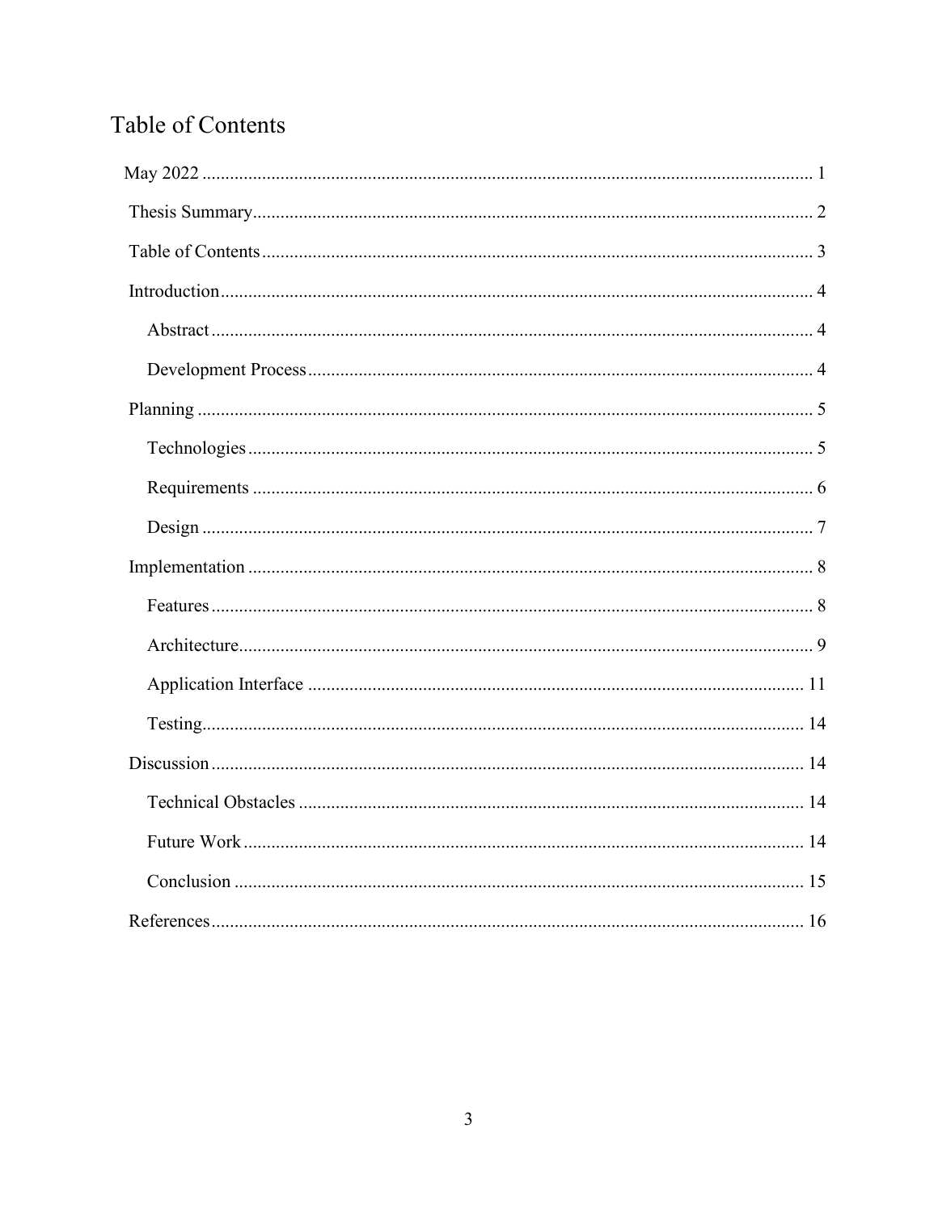# Table of Contents

May 2022 ........................................................................................................................ 1

Thesis Summary................................................................................................................ 2

Table of Contents.............................................................................................................. 3

Introduction....................................................................................................................... 4

- Abstract ...................................................................................................................... 4
- Development Process ................................................................................................. 4

Planning ............................................................................................................................ 5

- Technologies .............................................................................................................. 5
- Requirements ............................................................................................................. 6
- Design ........................................................................................................................ 7

Implementation ................................................................................................................. 8

- Features ...................................................................................................................... 8
- Architecture................................................................................................................ 9
- Application Interface ............................................................................................... 11
- Testing...................................................................................................................... 14

Discussion ....................................................................................................................... 14

- Technical Obstacles ................................................................................................. 14
- Future Work ............................................................................................................. 14
- Conclusion ............................................................................................................... 15

References....................................................................................................................... 16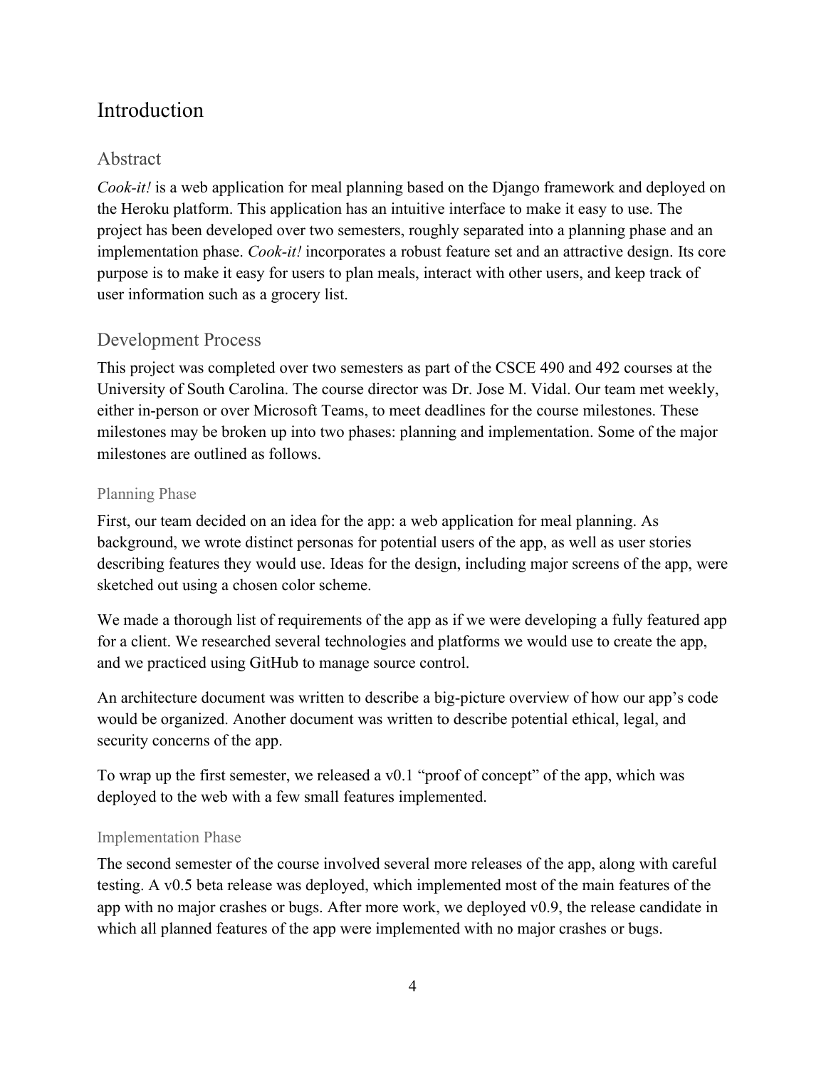# Introduction

## Abstract

*Cook-it!* is a web application for meal planning based on the Django framework and deployed on the Heroku platform. This application has an intuitive interface to make it easy to use. The project has been developed over two semesters, roughly separated into a planning phase and an implementation phase. *Cook-it!* incorporates a robust feature set and an attractive design. Its core purpose is to make it easy for users to plan meals, interact with other users, and keep track of user information such as a grocery list.

## Development Process

This project was completed over two semesters as part of the CSCE 490 and 492 courses at the University of South Carolina. The course director was Dr. Jose M. Vidal. Our team met weekly, either in-person or over Microsoft Teams, to meet deadlines for the course milestones. These milestones may be broken up into two phases: planning and implementation. Some of the major milestones are outlined as follows.

### Planning Phase

First, our team decided on an idea for the app: a web application for meal planning. As background, we wrote distinct personas for potential users of the app, as well as user stories describing features they would use. Ideas for the design, including major screens of the app, were sketched out using a chosen color scheme.

We made a thorough list of requirements of the app as if we were developing a fully featured app for a client. We researched several technologies and platforms we would use to create the app, and we practiced using GitHub to manage source control.

An architecture document was written to describe a big-picture overview of how our app's code would be organized. Another document was written to describe potential ethical, legal, and security concerns of the app.

To wrap up the first semester, we released a v0.1 "proof of concept" of the app, which was deployed to the web with a few small features implemented.

### Implementation Phase

The second semester of the course involved several more releases of the app, along with careful testing. A v0.5 beta release was deployed, which implemented most of the main features of the app with no major crashes or bugs. After more work, we deployed v0.9, the release candidate in which all planned features of the app were implemented with no major crashes or bugs.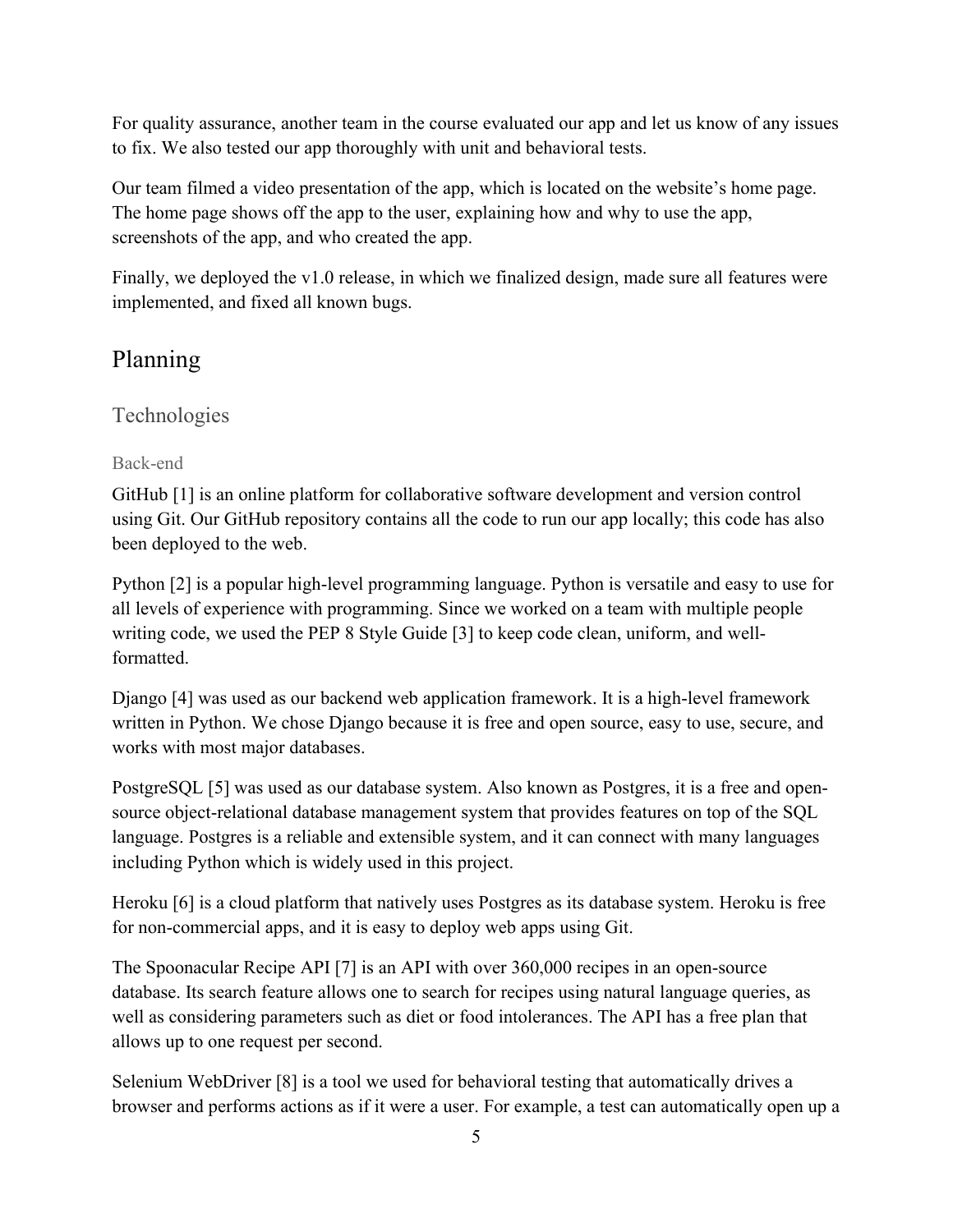For quality assurance, another team in the course evaluated our app and let us know of any issues to fix. We also tested our app thoroughly with unit and behavioral tests.

Our team filmed a video presentation of the app, which is located on the website's home page. The home page shows off the app to the user, explaining how and why to use the app, screenshots of the app, and who created the app.

Finally, we deployed the v1.0 release, in which we finalized design, made sure all features were implemented, and fixed all known bugs.

# Planning

## Technologies

### Back-end

GitHub [1] is an online platform for collaborative software development and version control using Git. Our GitHub repository contains all the code to run our app locally; this code has also been deployed to the web.

Python [2] is a popular high-level programming language. Python is versatile and easy to use for all levels of experience with programming. Since we worked on a team with multiple people writing code, we used the PEP 8 Style Guide [3] to keep code clean, uniform, and well-formatted.

Django [4] was used as our backend web application framework. It is a high-level framework written in Python. We chose Django because it is free and open source, easy to use, secure, and works with most major databases.

PostgreSQL [5] was used as our database system. Also known as Postgres, it is a free and open-source object-relational database management system that provides features on top of the SQL language. Postgres is a reliable and extensible system, and it can connect with many languages including Python which is widely used in this project.

Heroku [6] is a cloud platform that natively uses Postgres as its database system. Heroku is free for non-commercial apps, and it is easy to deploy web apps using Git.

The Spoonacular Recipe API [7] is an API with over 360,000 recipes in an open-source database. Its search feature allows one to search for recipes using natural language queries, as well as considering parameters such as diet or food intolerances. The API has a free plan that allows up to one request per second.

Selenium WebDriver [8] is a tool we used for behavioral testing that automatically drives a browser and performs actions as if it were a user. For example, a test can automatically open up a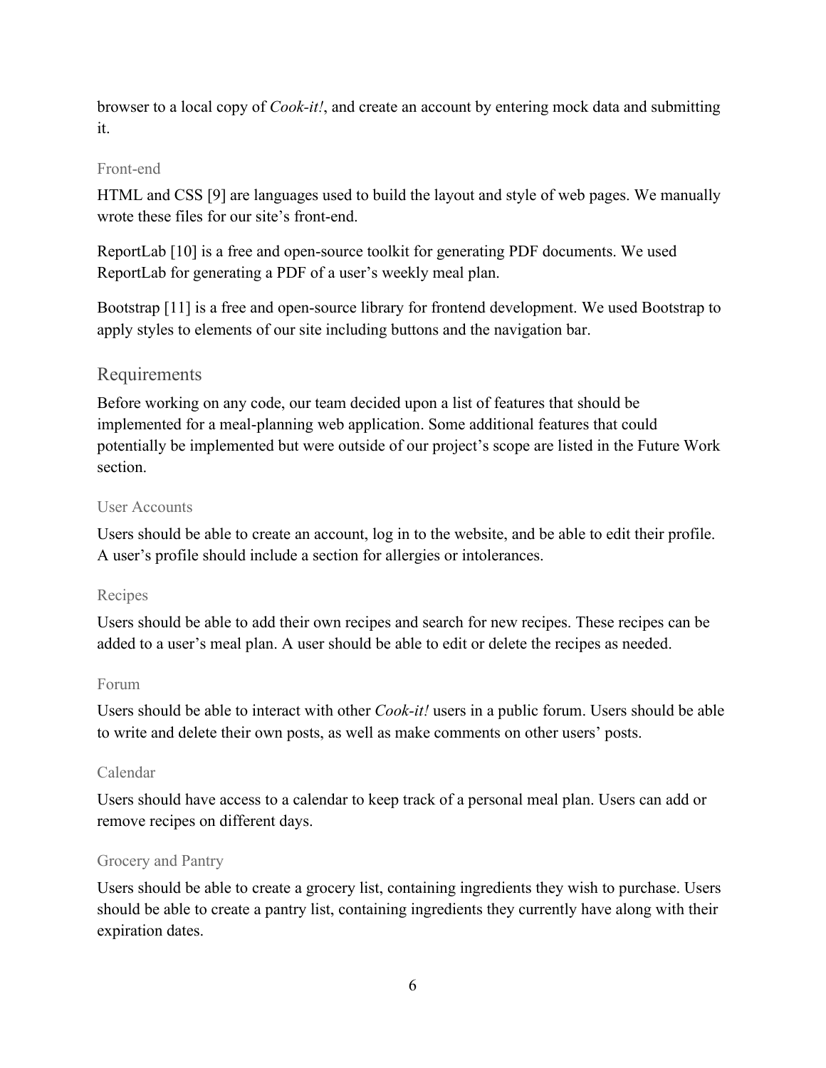browser to a local copy of *Cook-it!*, and create an account by entering mock data and submitting it.

### Front-end

HTML and CSS [9] are languages used to build the layout and style of web pages. We manually wrote these files for our site's front-end.

ReportLab [10] is a free and open-source toolkit for generating PDF documents. We used ReportLab for generating a PDF of a user's weekly meal plan.

Bootstrap [11] is a free and open-source library for frontend development. We used Bootstrap to apply styles to elements of our site including buttons and the navigation bar.

## Requirements

Before working on any code, our team decided upon a list of features that should be implemented for a meal-planning web application. Some additional features that could potentially be implemented but were outside of our project's scope are listed in the Future Work section.

### User Accounts

Users should be able to create an account, log in to the website, and be able to edit their profile. A user's profile should include a section for allergies or intolerances.

### Recipes

Users should be able to add their own recipes and search for new recipes. These recipes can be added to a user's meal plan. A user should be able to edit or delete the recipes as needed.

### Forum

Users should be able to interact with other *Cook-it!* users in a public forum. Users should be able to write and delete their own posts, as well as make comments on other users' posts.

### Calendar

Users should have access to a calendar to keep track of a personal meal plan. Users can add or remove recipes on different days.

### Grocery and Pantry

Users should be able to create a grocery list, containing ingredients they wish to purchase. Users should be able to create a pantry list, containing ingredients they currently have along with their expiration dates.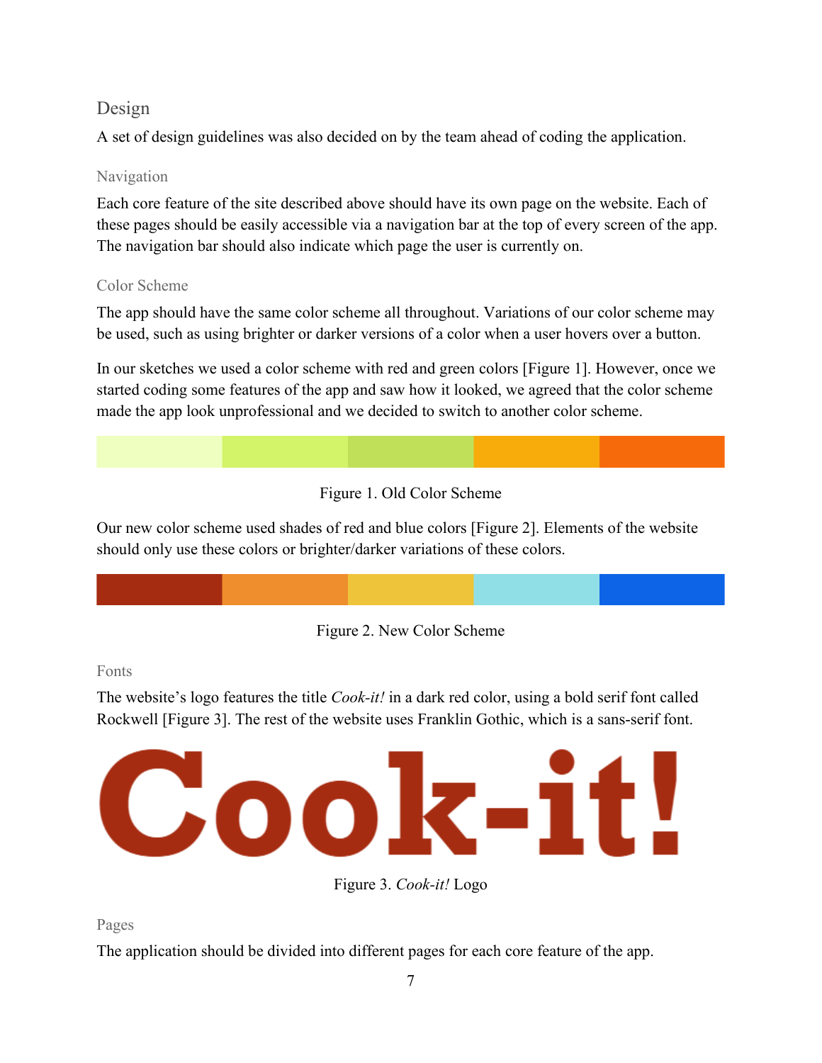## Design

A set of design guidelines was also decided on by the team ahead of coding the application.

### Navigation

Each core feature of the site described above should have its own page on the website. Each of these pages should be easily accessible via a navigation bar at the top of every screen of the app. The navigation bar should also indicate which page the user is currently on.

### Color Scheme

The app should have the same color scheme all throughout. Variations of our color scheme may be used, such as using brighter or darker versions of a color when a user hovers over a button.

In our sketches we used a color scheme with red and green colors [Figure 1]. However, once we started coding some features of the app and saw how it looked, we agreed that the color scheme made the app look unprofessional and we decided to switch to another color scheme.

Figure 1. Old Color Scheme

Our new color scheme used shades of red and blue colors [Figure 2]. Elements of the website should only use these colors or brighter/darker variations of these colors.

Figure 2. New Color Scheme

### Fonts

The website's logo features the title *Cook-it!* in a dark red color, using a bold serif font called Rockwell [Figure 3]. The rest of the website uses Franklin Gothic, which is a sans-serif font.

Cook-it!

Figure 3. *Cook-it!* Logo

### Pages

The application should be divided into different pages for each core feature of the app.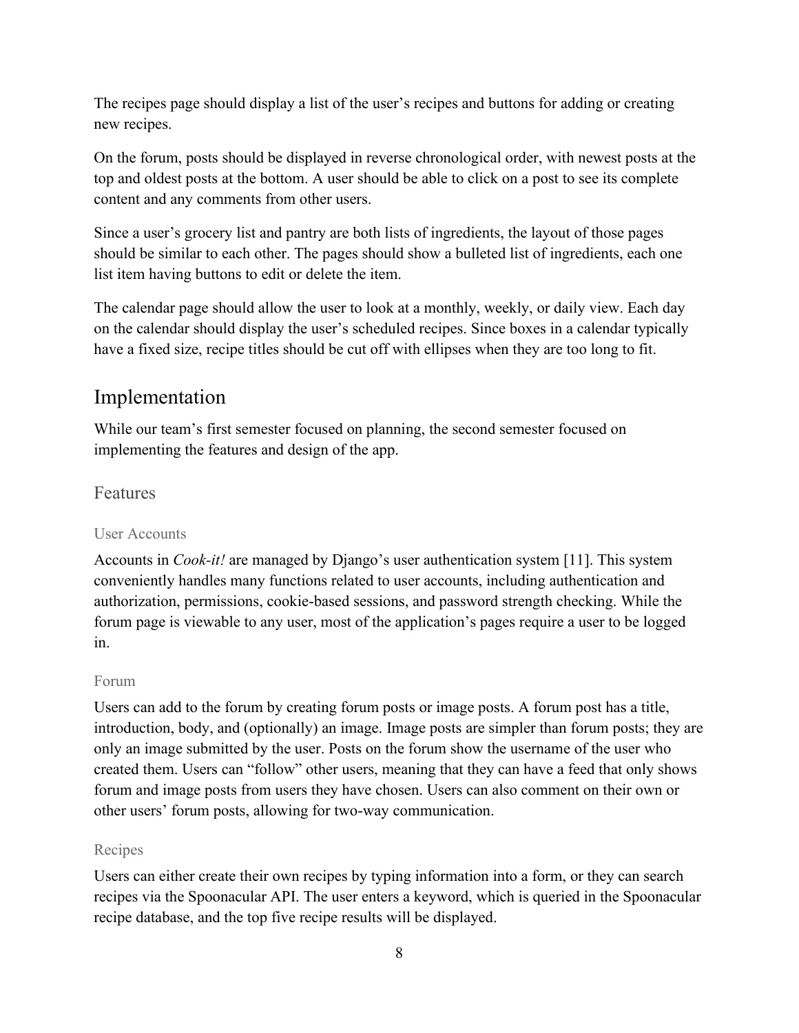The recipes page should display a list of the user's recipes and buttons for adding or creating new recipes.

On the forum, posts should be displayed in reverse chronological order, with newest posts at the top and oldest posts at the bottom. A user should be able to click on a post to see its complete content and any comments from other users.

Since a user's grocery list and pantry are both lists of ingredients, the layout of those pages should be similar to each other. The pages should show a bulleted list of ingredients, each one list item having buttons to edit or delete the item.

The calendar page should allow the user to look at a monthly, weekly, or daily view. Each day on the calendar should display the user's scheduled recipes. Since boxes in a calendar typically have a fixed size, recipe titles should be cut off with ellipses when they are too long to fit.

## Implementation

While our team's first semester focused on planning, the second semester focused on implementing the features and design of the app.

### Features

#### User Accounts

Accounts in *Cook-it!* are managed by Django's user authentication system [11]. This system conveniently handles many functions related to user accounts, including authentication and authorization, permissions, cookie-based sessions, and password strength checking. While the forum page is viewable to any user, most of the application's pages require a user to be logged in.

#### Forum

Users can add to the forum by creating forum posts or image posts. A forum post has a title, introduction, body, and (optionally) an image. Image posts are simpler than forum posts; they are only an image submitted by the user. Posts on the forum show the username of the user who created them. Users can "follow" other users, meaning that they can have a feed that only shows forum and image posts from users they have chosen. Users can also comment on their own or other users' forum posts, allowing for two-way communication.

#### Recipes

Users can either create their own recipes by typing information into a form, or they can search recipes via the Spoonacular API. The user enters a keyword, which is queried in the Spoonacular recipe database, and the top five recipe results will be displayed.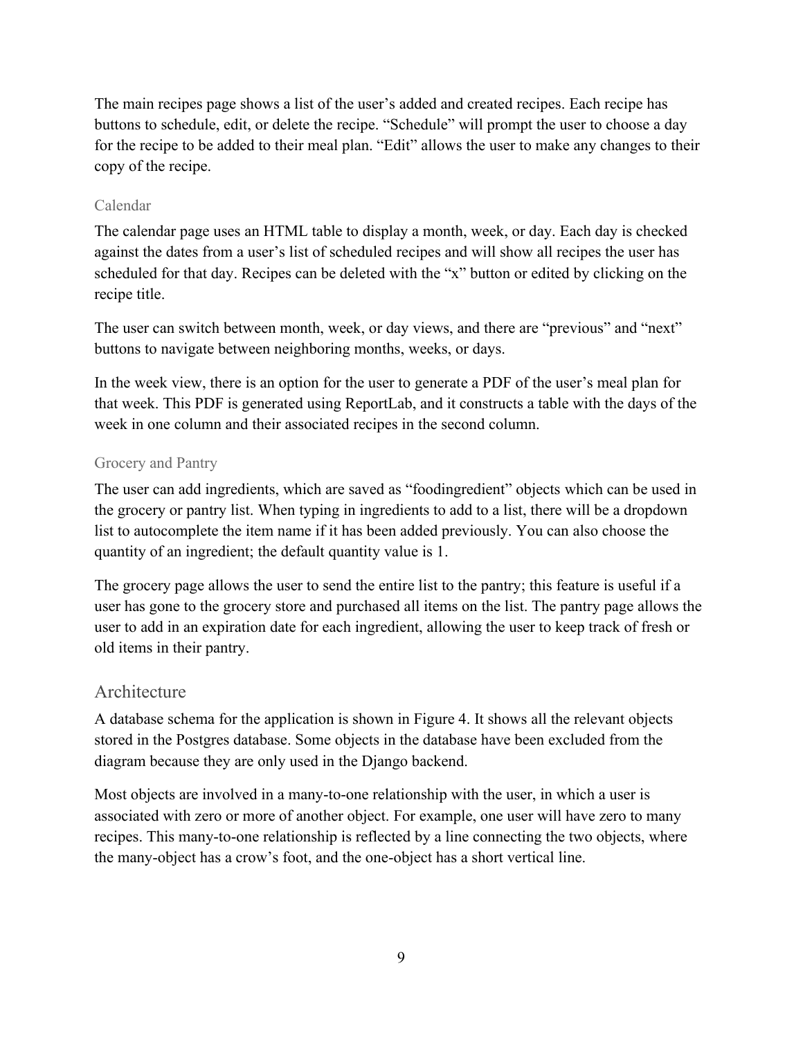The main recipes page shows a list of the user's added and created recipes. Each recipe has buttons to schedule, edit, or delete the recipe. "Schedule" will prompt the user to choose a day for the recipe to be added to their meal plan. "Edit" allows the user to make any changes to their copy of the recipe.

### Calendar

The calendar page uses an HTML table to display a month, week, or day. Each day is checked against the dates from a user's list of scheduled recipes and will show all recipes the user has scheduled for that day. Recipes can be deleted with the "x" button or edited by clicking on the recipe title.

The user can switch between month, week, or day views, and there are "previous" and "next" buttons to navigate between neighboring months, weeks, or days.

In the week view, there is an option for the user to generate a PDF of the user's meal plan for that week. This PDF is generated using ReportLab, and it constructs a table with the days of the week in one column and their associated recipes in the second column.

### Grocery and Pantry

The user can add ingredients, which are saved as "foodingredient" objects which can be used in the grocery or pantry list. When typing in ingredients to add to a list, there will be a dropdown list to autocomplete the item name if it has been added previously. You can also choose the quantity of an ingredient; the default quantity value is 1.

The grocery page allows the user to send the entire list to the pantry; this feature is useful if a user has gone to the grocery store and purchased all items on the list. The pantry page allows the user to add in an expiration date for each ingredient, allowing the user to keep track of fresh or old items in their pantry.

## Architecture

A database schema for the application is shown in Figure 4. It shows all the relevant objects stored in the Postgres database. Some objects in the database have been excluded from the diagram because they are only used in the Django backend.

Most objects are involved in a many-to-one relationship with the user, in which a user is associated with zero or more of another object. For example, one user will have zero to many recipes. This many-to-one relationship is reflected by a line connecting the two objects, where the many-object has a crow's foot, and the one-object has a short vertical line.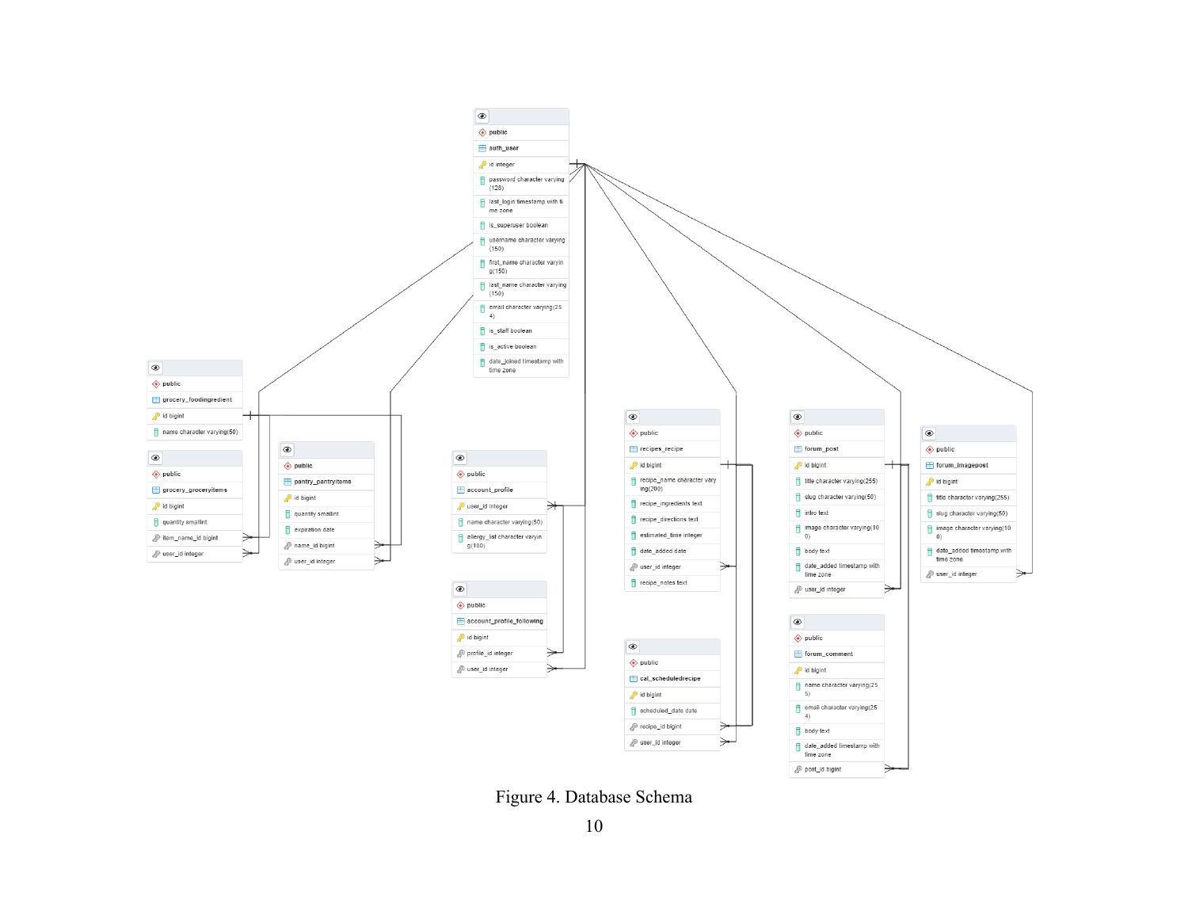Figure 4. Database Schema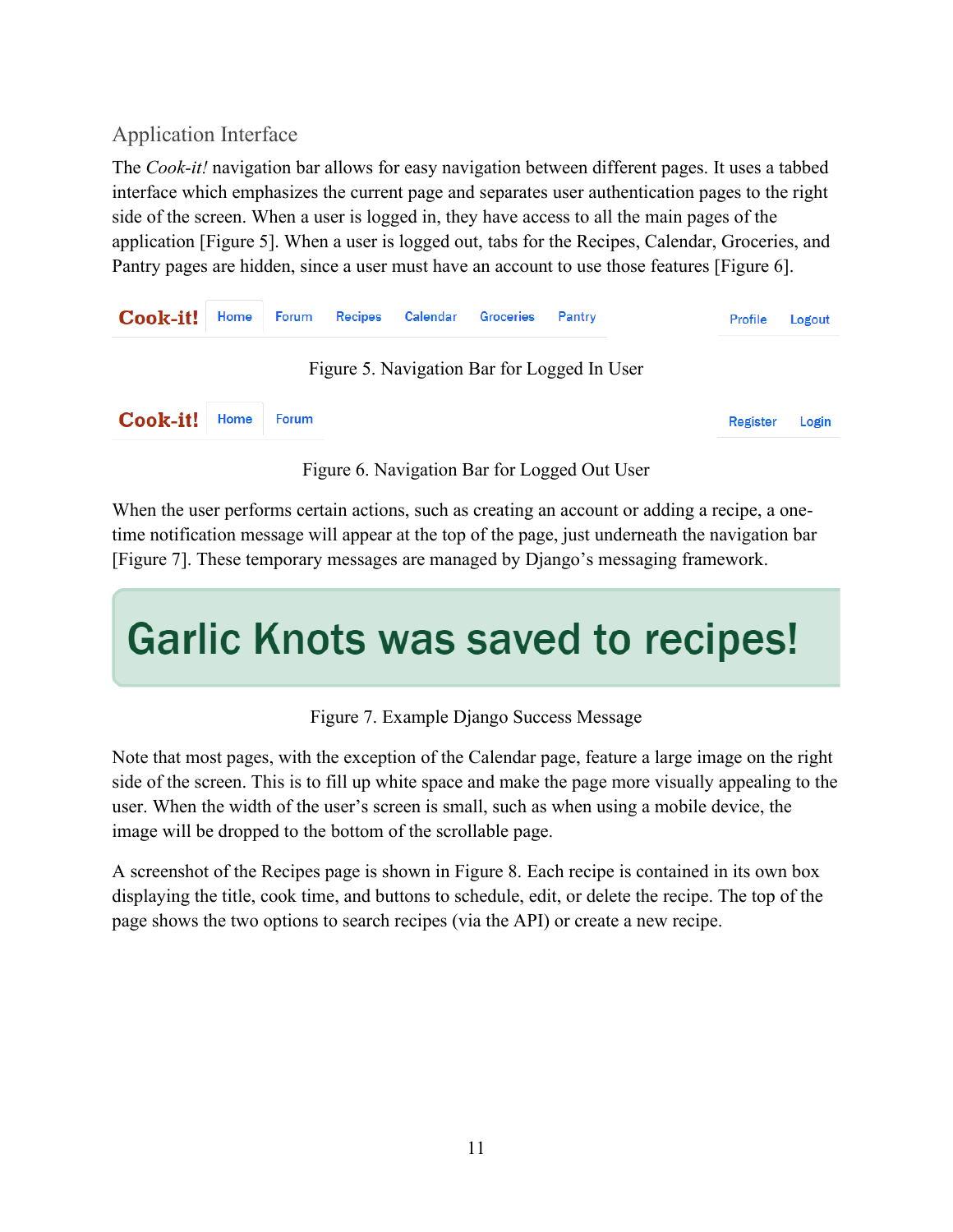## Application Interface

The *Cook-it!* navigation bar allows for easy navigation between different pages. It uses a tabbed interface which emphasizes the current page and separates user authentication pages to the right side of the screen. When a user is logged in, they have access to all the main pages of the application [Figure 5]. When a user is logged out, tabs for the Recipes, Calendar, Groceries, and Pantry pages are hidden, since a user must have an account to use those features [Figure 6].

Cook-it! Home Forum Recipes Calendar Groceries Pantry Profile Logout

Figure 5. Navigation Bar for Logged In User

Cook-it! Home Forum Register Login

Figure 6. Navigation Bar for Logged Out User

When the user performs certain actions, such as creating an account or adding a recipe, a one-time notification message will appear at the top of the page, just underneath the navigation bar [Figure 7]. These temporary messages are managed by Django's messaging framework.

Garlic Knots was saved to recipes!

Figure 7. Example Django Success Message

Note that most pages, with the exception of the Calendar page, feature a large image on the right side of the screen. This is to fill up white space and make the page more visually appealing to the user. When the width of the user's screen is small, such as when using a mobile device, the image will be dropped to the bottom of the scrollable page.

A screenshot of the Recipes page is shown in Figure 8. Each recipe is contained in its own box displaying the title, cook time, and buttons to schedule, edit, or delete the recipe. The top of the page shows the two options to search recipes (via the API) or create a new recipe.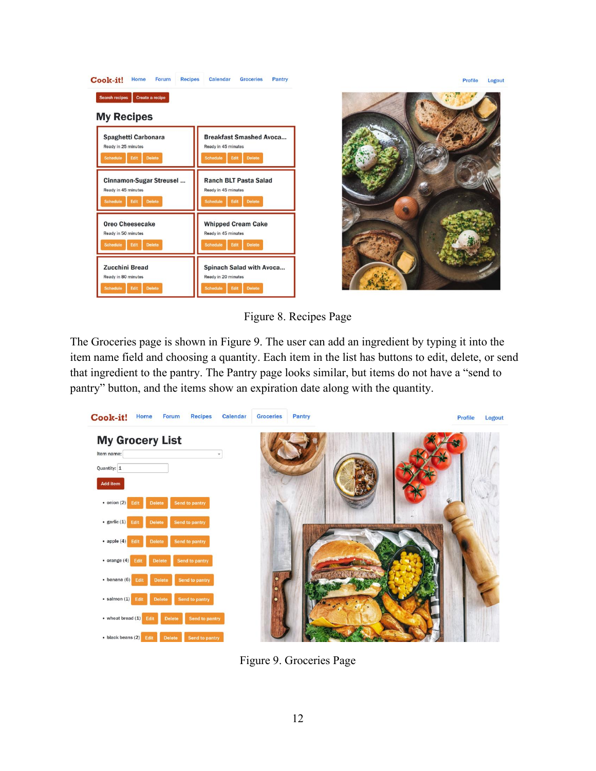Figure 8. Recipes Page

The Groceries page is shown in Figure 9. The user can add an ingredient by typing it into the item name field and choosing a quantity. Each item in the list has buttons to edit, delete, or send that ingredient to the pantry. The Pantry page looks similar, but items do not have a "send to pantry" button, and the items show an expiration date along with the quantity.

Figure 9. Groceries Page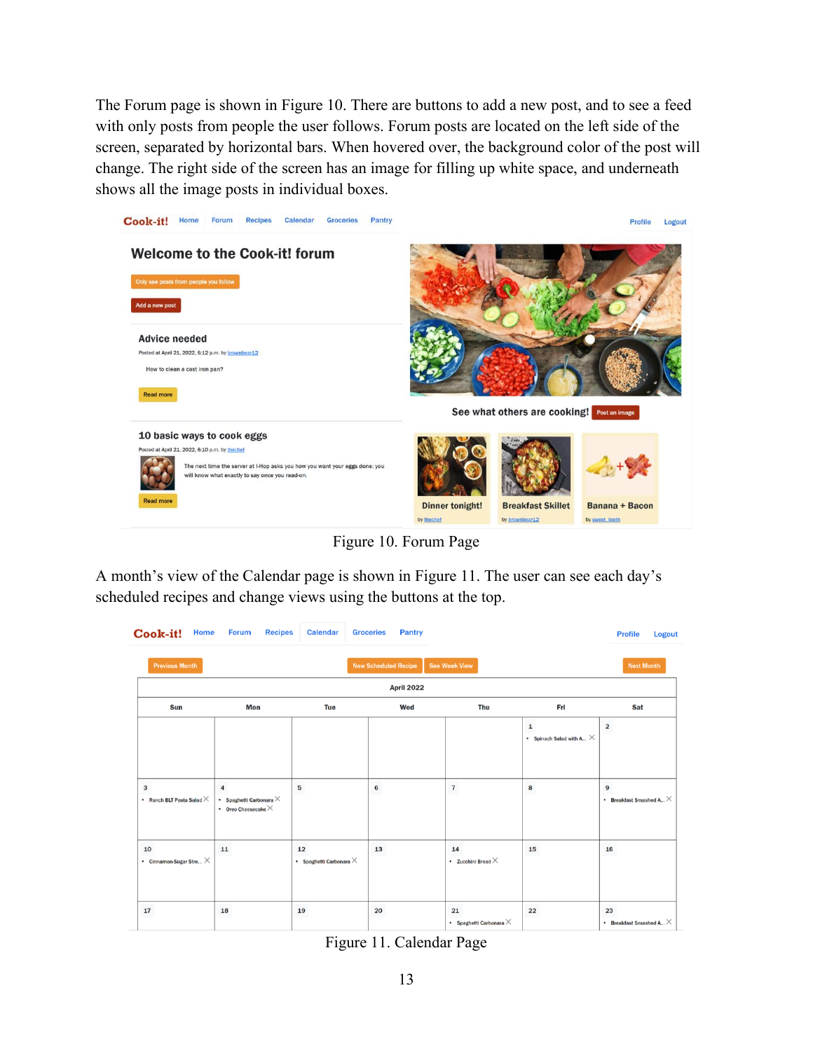The Forum page is shown in Figure 10. There are buttons to add a new post, and to see a feed with only posts from people the user follows. Forum posts are located on the left side of the screen, separated by horizontal bars. When hovered over, the background color of the post will change. The right side of the screen has an image for filling up white space, and underneath shows all the image posts in individual boxes.

Figure 10. Forum Page

A month's view of the Calendar page is shown in Figure 11. The user can see each day's scheduled recipes and change views using the buttons at the top.

Figure 11. Calendar Page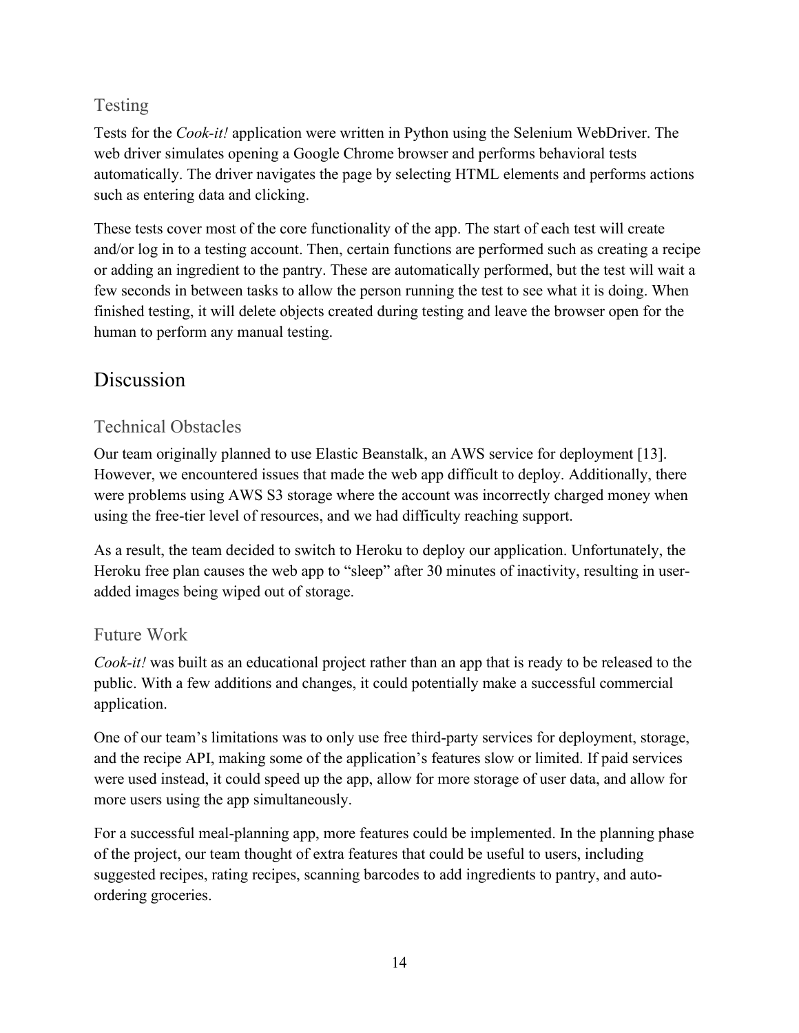### Testing

Tests for the *Cook-it!* application were written in Python using the Selenium WebDriver. The web driver simulates opening a Google Chrome browser and performs behavioral tests automatically. The driver navigates the page by selecting HTML elements and performs actions such as entering data and clicking.

These tests cover most of the core functionality of the app. The start of each test will create and/or log in to a testing account. Then, certain functions are performed such as creating a recipe or adding an ingredient to the pantry. These are automatically performed, but the test will wait a few seconds in between tasks to allow the person running the test to see what it is doing. When finished testing, it will delete objects created during testing and leave the browser open for the human to perform any manual testing.

## Discussion

### Technical Obstacles

Our team originally planned to use Elastic Beanstalk, an AWS service for deployment [13]. However, we encountered issues that made the web app difficult to deploy. Additionally, there were problems using AWS S3 storage where the account was incorrectly charged money when using the free-tier level of resources, and we had difficulty reaching support.

As a result, the team decided to switch to Heroku to deploy our application. Unfortunately, the Heroku free plan causes the web app to "sleep" after 30 minutes of inactivity, resulting in user-added images being wiped out of storage.

### Future Work

*Cook-it!* was built as an educational project rather than an app that is ready to be released to the public. With a few additions and changes, it could potentially make a successful commercial application.

One of our team's limitations was to only use free third-party services for deployment, storage, and the recipe API, making some of the application's features slow or limited. If paid services were used instead, it could speed up the app, allow for more storage of user data, and allow for more users using the app simultaneously.

For a successful meal-planning app, more features could be implemented. In the planning phase of the project, our team thought of extra features that could be useful to users, including suggested recipes, rating recipes, scanning barcodes to add ingredients to pantry, and auto-ordering groceries.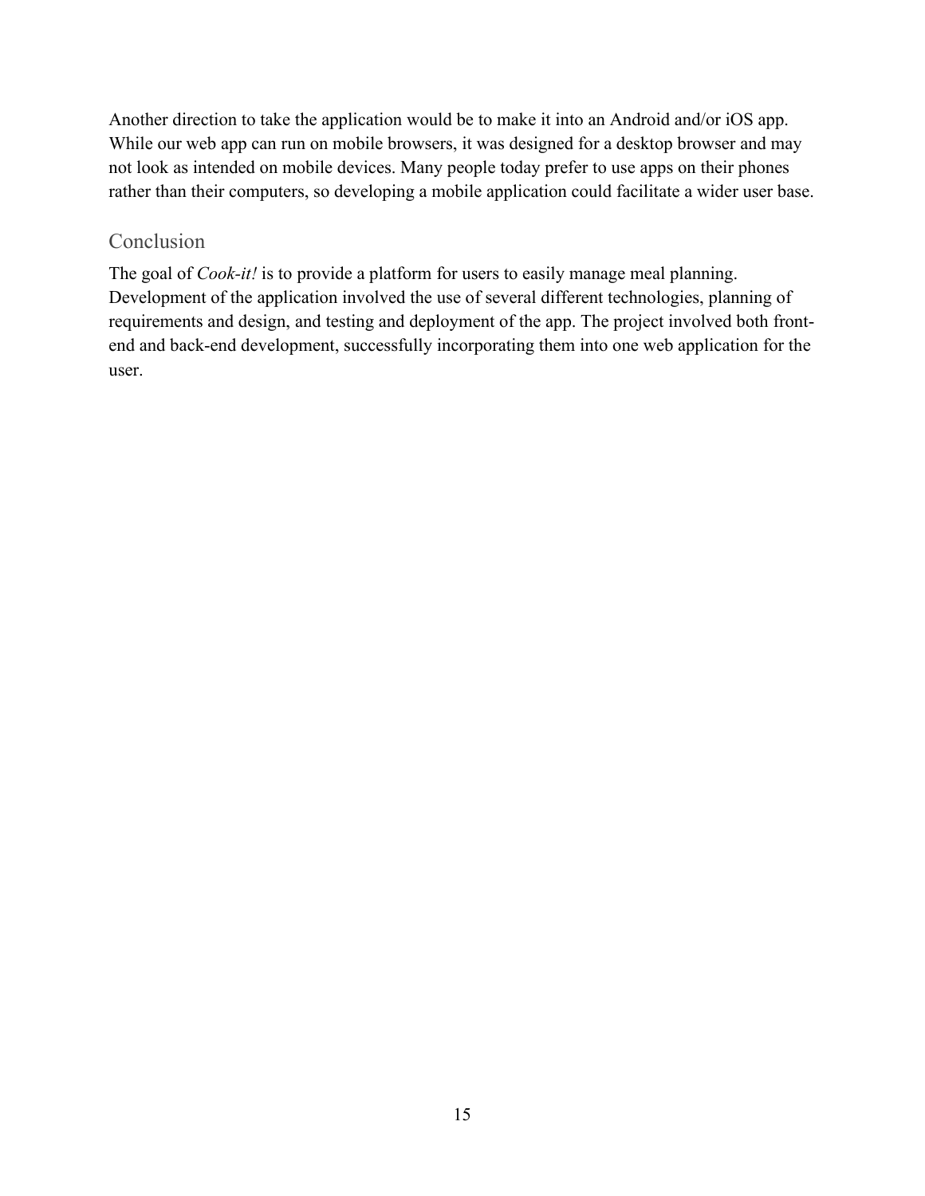Another direction to take the application would be to make it into an Android and/or iOS app. While our web app can run on mobile browsers, it was designed for a desktop browser and may not look as intended on mobile devices. Many people today prefer to use apps on their phones rather than their computers, so developing a mobile application could facilitate a wider user base.

## Conclusion

The goal of *Cook-it!* is to provide a platform for users to easily manage meal planning. Development of the application involved the use of several different technologies, planning of requirements and design, and testing and deployment of the app. The project involved both front-end and back-end development, successfully incorporating them into one web application for the user.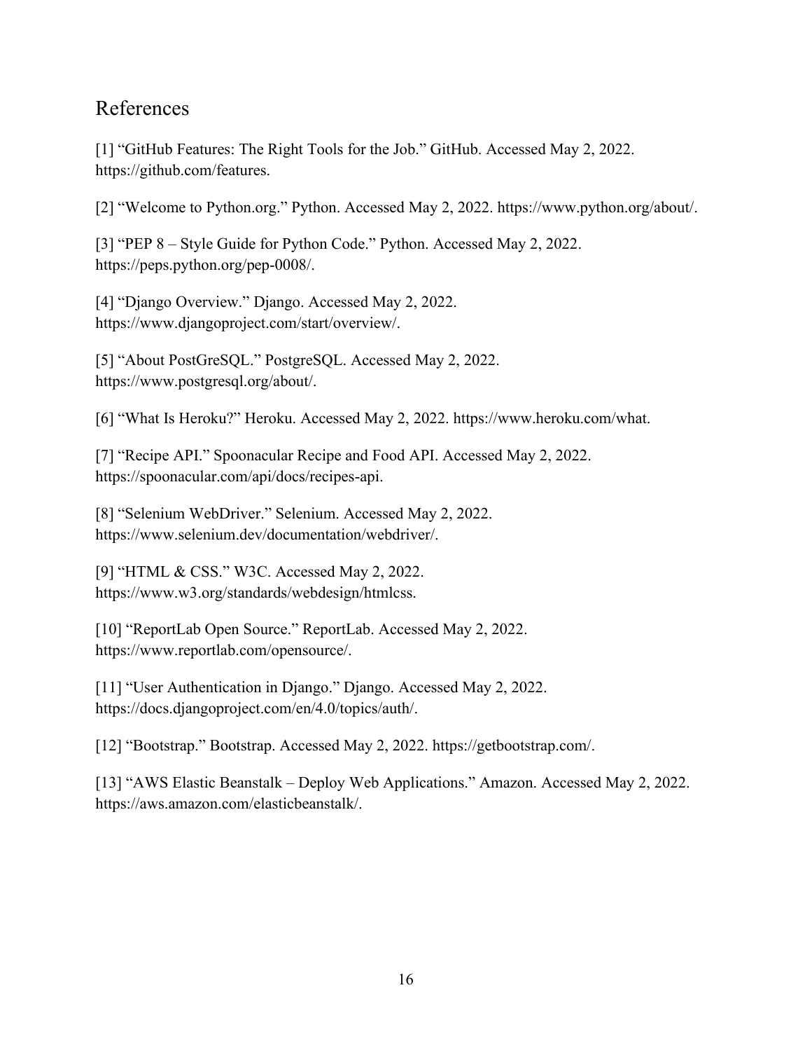## References

[1] “GitHub Features: The Right Tools for the Job.” GitHub. Accessed May 2, 2022. https://github.com/features.

[2] “Welcome to Python.org.” Python. Accessed May 2, 2022. https://www.python.org/about/.

[3] “PEP 8 – Style Guide for Python Code.” Python. Accessed May 2, 2022. https://peps.python.org/pep-0008/.

[4] “Django Overview.” Django. Accessed May 2, 2022. https://www.djangoproject.com/start/overview/.

[5] “About PostGreSQL.” PostgreSQL. Accessed May 2, 2022. https://www.postgresql.org/about/.

[6] “What Is Heroku?” Heroku. Accessed May 2, 2022. https://www.heroku.com/what.

[7] “Recipe API.” Spoonacular Recipe and Food API. Accessed May 2, 2022. https://spoonacular.com/api/docs/recipes-api.

[8] “Selenium WebDriver.” Selenium. Accessed May 2, 2022. https://www.selenium.dev/documentation/webdriver/.

[9] “HTML & CSS.” W3C. Accessed May 2, 2022. https://www.w3.org/standards/webdesign/htmlcss.

[10] “ReportLab Open Source.” ReportLab. Accessed May 2, 2022. https://www.reportlab.com/opensource/.

[11] “User Authentication in Django.” Django. Accessed May 2, 2022. https://docs.djangoproject.com/en/4.0/topics/auth/.

[12] “Bootstrap.” Bootstrap. Accessed May 2, 2022. https://getbootstrap.com/.

[13] “AWS Elastic Beanstalk – Deploy Web Applications.” Amazon. Accessed May 2, 2022. https://aws.amazon.com/elasticbeanstalk/.